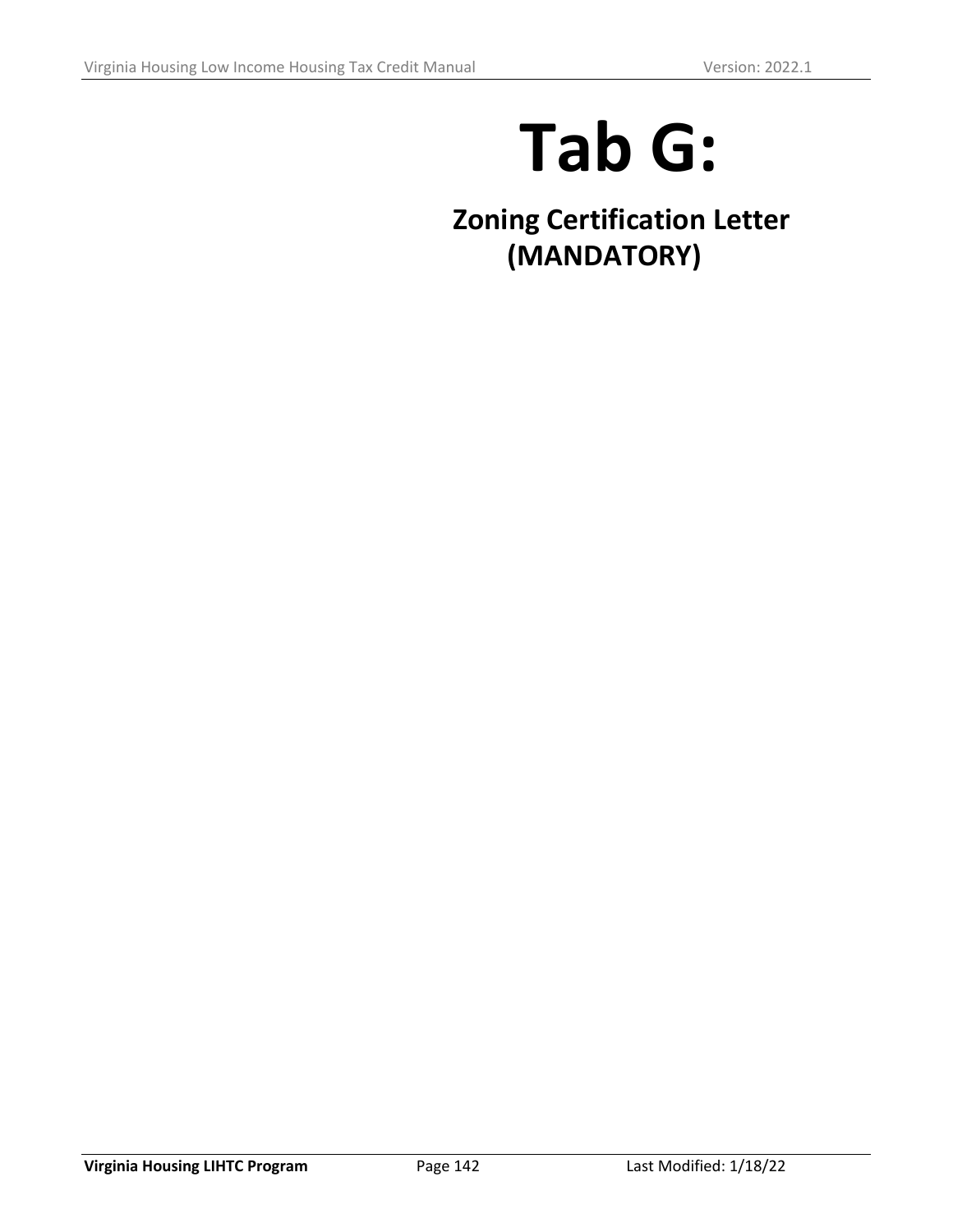# Tab G:

## Zoning Certification Letter (MANDATORY)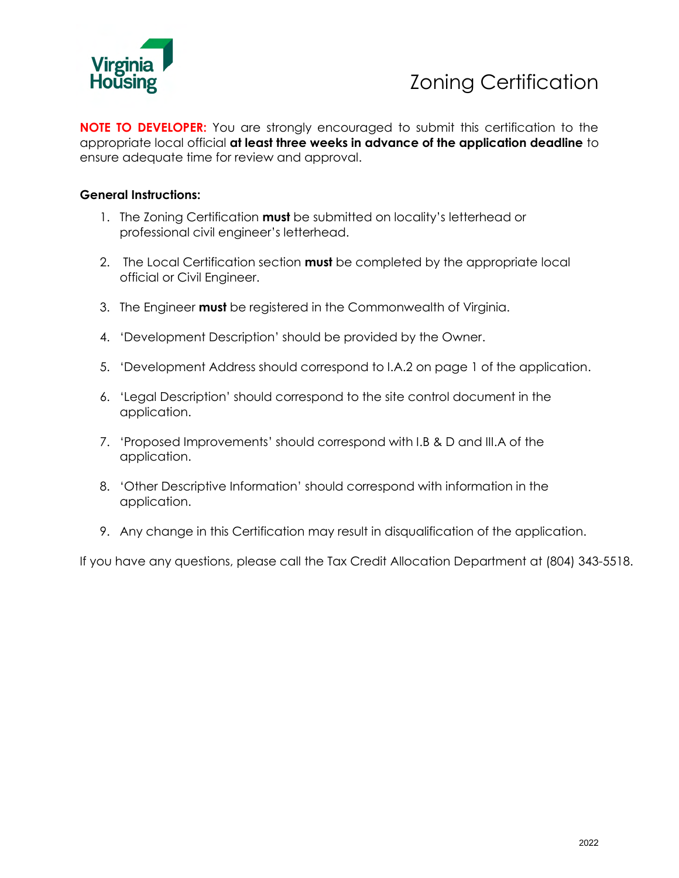# Zoning Certification

**NOTE TO DEVELOPER:** You are strongly encouraged to submit this certification to the appropriate local official **at least three weeks in advance of the application deadline** to ensure adequate time for review and approval.

**General Instructions:**

1. The Zoning Certification **must** be submitted on locality's letterhead or professional civil engineer's letterhead.

2. The Local Certification section **must** be completed by the appropriate local official or Civil Engineer.

3. The Engineer **must** be registered in the Commonwealth of Virginia.

4. 'Development Description' should be provided by the Owner.

5. 'Development Address should correspond to I.A.2 on page 1 of the application.

6. 'Legal Description' should correspond to the site control document in the application.

7. 'Proposed Improvements' should correspond with I.B & D and III.A of the application.

8. 'Other Descriptive Information' should correspond with information in the application.

9. Any change in this Certification may result in disqualification of the application.

If you have any questions, please call the Tax Credit Allocation Department at (804) 343-5518.

2022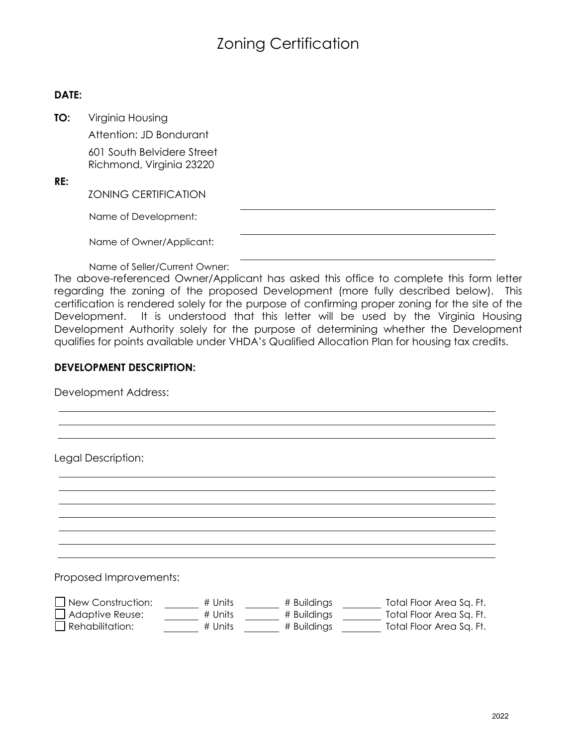# Zoning Certification

**DATE:**

**TO:** Virginia Housing
Attention: JD Bondurant
601 South Belvidere Street
Richmond, Virginia 23220

**RE:**

ZONING CERTIFICATION

Name of Development: ______________________________

Name of Owner/Applicant: ______________________________

Name of Seller/Current Owner: ______________________________

The above-referenced Owner/Applicant has asked this office to complete this form letter regarding the zoning of the proposed Development (more fully described below). This certification is rendered solely for the purpose of confirming proper zoning for the site of the Development. It is understood that this letter will be used by the Virginia Housing Development Authority solely for the purpose of determining whether the Development qualifies for points available under VHDA's Qualified Allocation Plan for housing tax credits.

**DEVELOPMENT DESCRIPTION:**

Development Address:

______________________________

______________________________

______________________________

Legal Description:

______________________________

______________________________

______________________________

______________________________

______________________________

______________________________

______________________________

Proposed Improvements:

☐ New Construction: ______ # Units ______ # Buildings ______ Total Floor Area Sq. Ft.
☐ Adaptive Reuse: ______ # Units ______ # Buildings ______ Total Floor Area Sq. Ft.
☐ Rehabilitation: ______ # Units ______ # Buildings ______ Total Floor Area Sq. Ft.

2022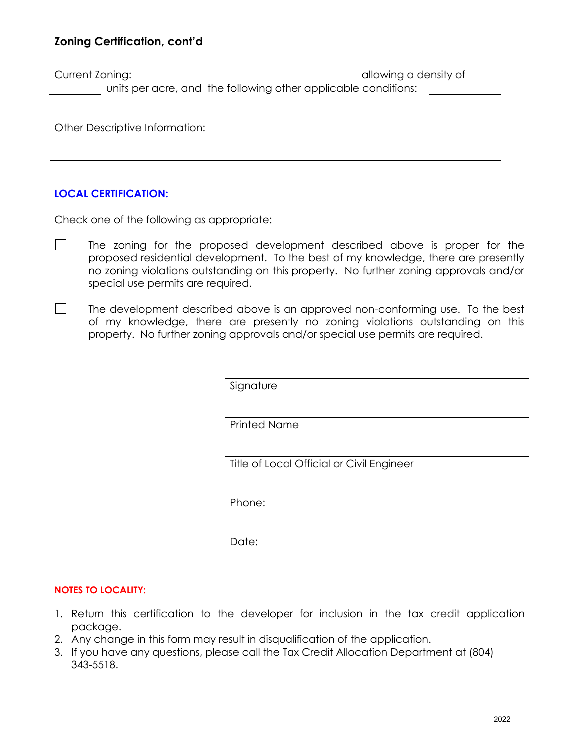## Zoning Certification, cont'd

Current Zoning: ______________________________ allowing a density of ________ units per acre, and the following other applicable conditions: ____________

______________________________________________________________________

Other Descriptive Information:

______________________________________________________________________

______________________________________________________________________

______________________________________________________________________

### LOCAL CERTIFICATION:

Check one of the following as appropriate:

☐ The zoning for the proposed development described above is proper for the proposed residential development. To the best of my knowledge, there are presently no zoning violations outstanding on this property. No further zoning approvals and/or special use permits are required.

☐ The development described above is an approved non-conforming use. To the best of my knowledge, there are presently no zoning violations outstanding on this property. No further zoning approvals and/or special use permits are required.

______________________________
Signature

______________________________
Printed Name

______________________________
Title of Local Official or Civil Engineer

______________________________
Phone:

______________________________
Date:

**NOTES TO LOCALITY:**

1. Return this certification to the developer for inclusion in the tax credit application package.
2. Any change in this form may result in disqualification of the application.
3. If you have any questions, please call the Tax Credit Allocation Department at (804) 343-5518.

2022